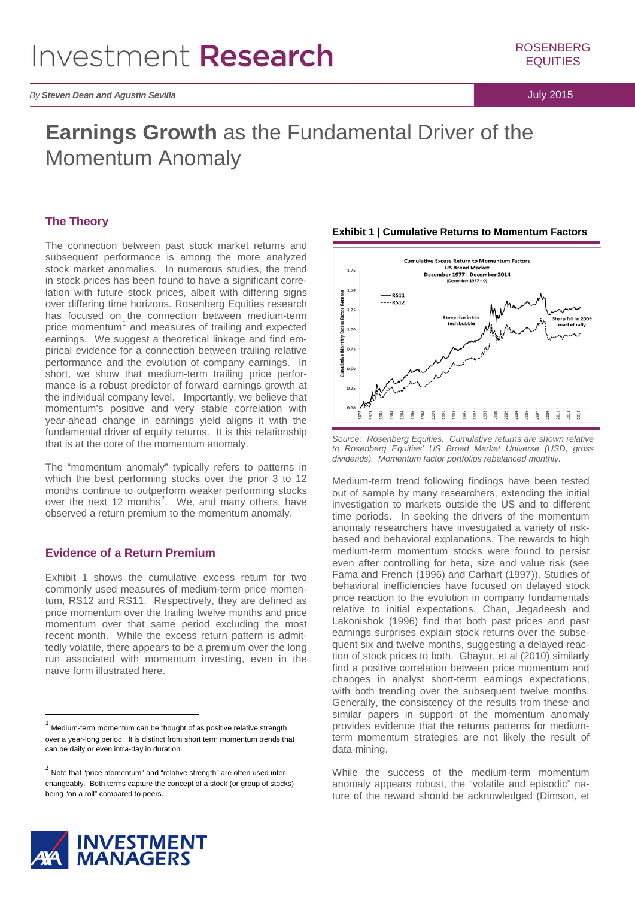# Investment **Research**

ROSENBERG EQUITIES

*By* ***Steven Dean and Agustin Sevilla***

July 2015

# **Earnings Growth** as the Fundamental Driver of the Momentum Anomaly

## The Theory

The connection between past stock market returns and subsequent performance is among the most analyzed stock market anomalies. In numerous studies, the trend in stock prices has been found to have a significant correlation with future stock prices, albeit with differing signs over differing time horizons. Rosenberg Equities research has focused on the connection between medium-term price momentum[1] and measures of trailing and expected earnings. We suggest a theoretical linkage and find empirical evidence for a connection between trailing relative performance and the evolution of company earnings. In short, we show that medium-term trailing price performance is a robust predictor of forward earnings growth at the individual company level. Importantly, we believe that momentum's positive and very stable correlation with year-ahead change in earnings yield aligns it with the fundamental driver of equity returns. It is this relationship that is at the core of the momentum anomaly.

The "momentum anomaly" typically refers to patterns in which the best performing stocks over the prior 3 to 12 months continue to outperform weaker performing stocks over the next 12 months[2]. We, and many others, have observed a return premium to the momentum anomaly.

## Evidence of a Return Premium

Exhibit 1 shows the cumulative excess return for two commonly used measures of medium-term price momentum, RS12 and RS11. Respectively, they are defined as price momentum over the trailing twelve months and price momentum over that same period excluding the most recent month. While the excess return pattern is admittedly volatile, there appears to be a premium over the long run associated with momentum investing, even in the naïve form illustrated here.

[1] Medium-term momentum can be thought of as positive relative strength over a year-long period. It is distinct from short term momentum trends that can be daily or even intra-day in duration.

[2] Note that "price momentum" and "relative strength" are often used interchangeably. Both terms capture the concept of a stock (or group of stocks) being "on a roll" compared to peers.

**Exhibit 1 | Cumulative Returns to Momentum Factors**

*Source: Rosenberg Equities. Cumulative returns are shown relative to Rosenberg Equities' US Broad Market Universe (USD, gross dividends). Momentum factor portfolios rebalanced monthly.*

Medium-term trend following findings have been tested out of sample by many researchers, extending the initial investigation to markets outside the US and to different time periods. In seeking the drivers of the momentum anomaly researchers have investigated a variety of risk-based and behavioral explanations. The rewards to high medium-term momentum stocks were found to persist even after controlling for beta, size and value risk (see Fama and French (1996) and Carhart (1997)). Studies of behavioral inefficiencies have focused on delayed stock price reaction to the evolution in company fundamentals relative to initial expectations. Chan, Jegadeesh and Lakonishok (1996) find that both past prices and past earnings surprises explain stock returns over the subsequent six and twelve months, suggesting a delayed reaction of stock prices to both. Ghayur, et al (2010) similarly find a positive correlation between price momentum and changes in analyst short-term earnings expectations, with both trending over the subsequent twelve months. Generally, the consistency of the results from these and similar papers in support of the momentum anomaly provides evidence that the returns patterns for medium-term momentum strategies are not likely the result of data-mining.

While the success of the medium-term momentum anomaly appears robust, the "volatile and episodic" nature of the reward should be acknowledged (Dimson, et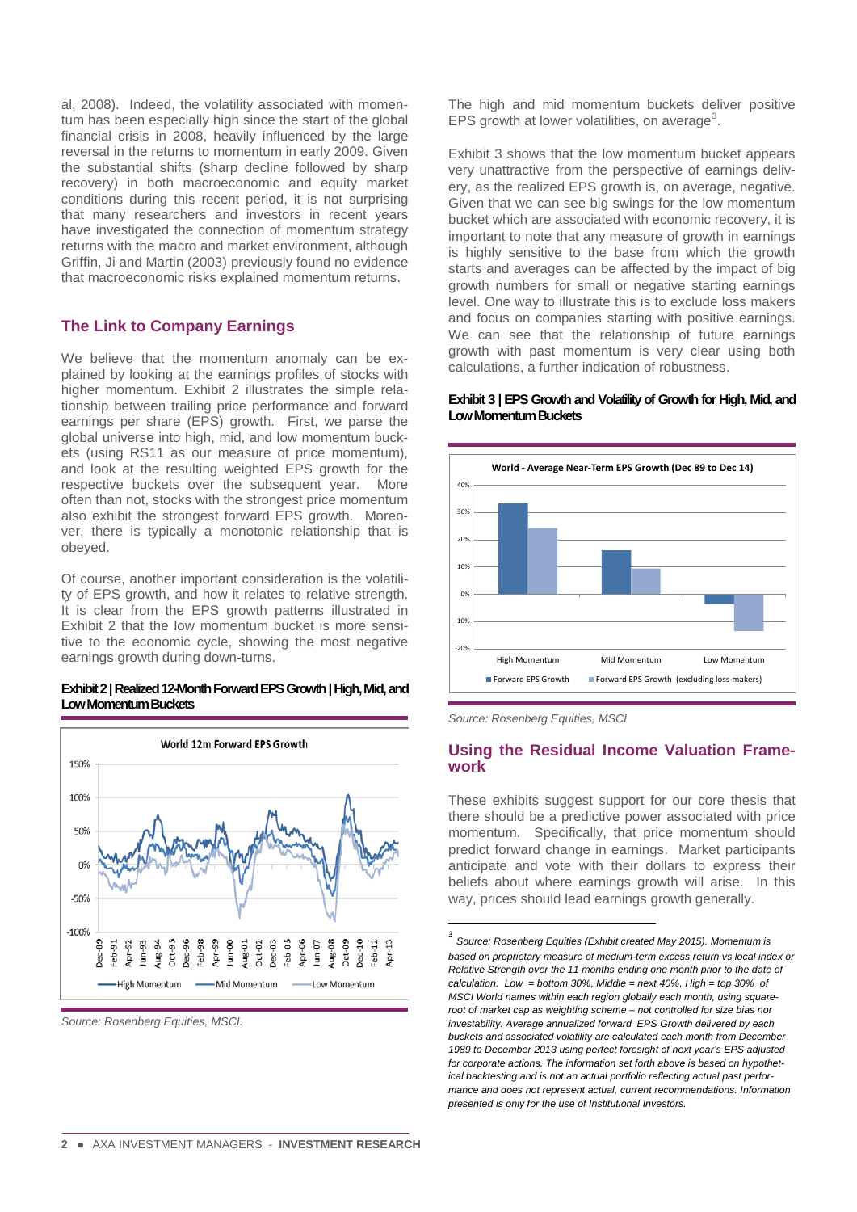al, 2008). Indeed, the volatility associated with momentum has been especially high since the start of the global financial crisis in 2008, heavily influenced by the large reversal in the returns to momentum in early 2009. Given the substantial shifts (sharp decline followed by sharp recovery) in both macroeconomic and equity market conditions during this recent period, it is not surprising that many researchers and investors in recent years have investigated the connection of momentum strategy returns with the macro and market environment, although Griffin, Ji and Martin (2003) previously found no evidence that macroeconomic risks explained momentum returns.

## The Link to Company Earnings

We believe that the momentum anomaly can be explained by looking at the earnings profiles of stocks with higher momentum. Exhibit 2 illustrates the simple relationship between trailing price performance and forward earnings per share (EPS) growth. First, we parse the global universe into high, mid, and low momentum buckets (using RS11 as our measure of price momentum), and look at the resulting weighted EPS growth for the respective buckets over the subsequent year. More often than not, stocks with the strongest price momentum also exhibit the strongest forward EPS growth. Moreover, there is typically a monotonic relationship that is obeyed.

Of course, another important consideration is the volatility of EPS growth, and how it relates to relative strength. It is clear from the EPS growth patterns illustrated in Exhibit 2 that the low momentum bucket is more sensitive to the economic cycle, showing the most negative earnings growth during down-turns.

**Exhibit 2 | Realized 12-Month Forward EPS Growth | High, Mid, and Low Momentum Buckets**

*Source: Rosenberg Equities, MSCI.*

The high and mid momentum buckets deliver positive EPS growth at lower volatilities, on average[3].

Exhibit 3 shows that the low momentum bucket appears very unattractive from the perspective of earnings delivery, as the realized EPS growth is, on average, negative. Given that we can see big swings for the low momentum bucket which are associated with economic recovery, it is important to note that any measure of growth in earnings is highly sensitive to the base from which the growth starts and averages can be affected by the impact of big growth numbers for small or negative starting earnings level. One way to illustrate this is to exclude loss makers and focus on companies starting with positive earnings. We can see that the relationship of future earnings growth with past momentum is very clear using both calculations, a further indication of robustness.

**Exhibit 3 | EPS Growth and Volatility of Growth for High, Mid, and Low Momentum Buckets**

*Source: Rosenberg Equities, MSCI*

## Using the Residual Income Valuation Framework

These exhibits suggest support for our core thesis that there should be a predictive power associated with price momentum. Specifically, that price momentum should predict forward change in earnings. Market participants anticipate and vote with their dollars to express their beliefs about where earnings growth will arise. In this way, prices should lead earnings growth generally.

---

[3] *Source: Rosenberg Equities (Exhibit created May 2015). Momentum is based on proprietary measure of medium-term excess return vs local index or Relative Strength over the 11 months ending one month prior to the date of calculation. Low = bottom 30%, Middle = next 40%, High = top 30% of MSCI World names within each region globally each month, using square-root of market cap as weighting scheme – not controlled for size bias nor investability. Average annualized forward EPS Growth delivered by each buckets and associated volatility are calculated each month from December 1989 to December 2013 using perfect foresight of next year's EPS adjusted for corporate actions. The information set forth above is based on hypothetical backtesting and is not an actual portfolio reflecting actual past performance and does not represent actual, current recommendations. Information presented is only for the use of Institutional Investors.*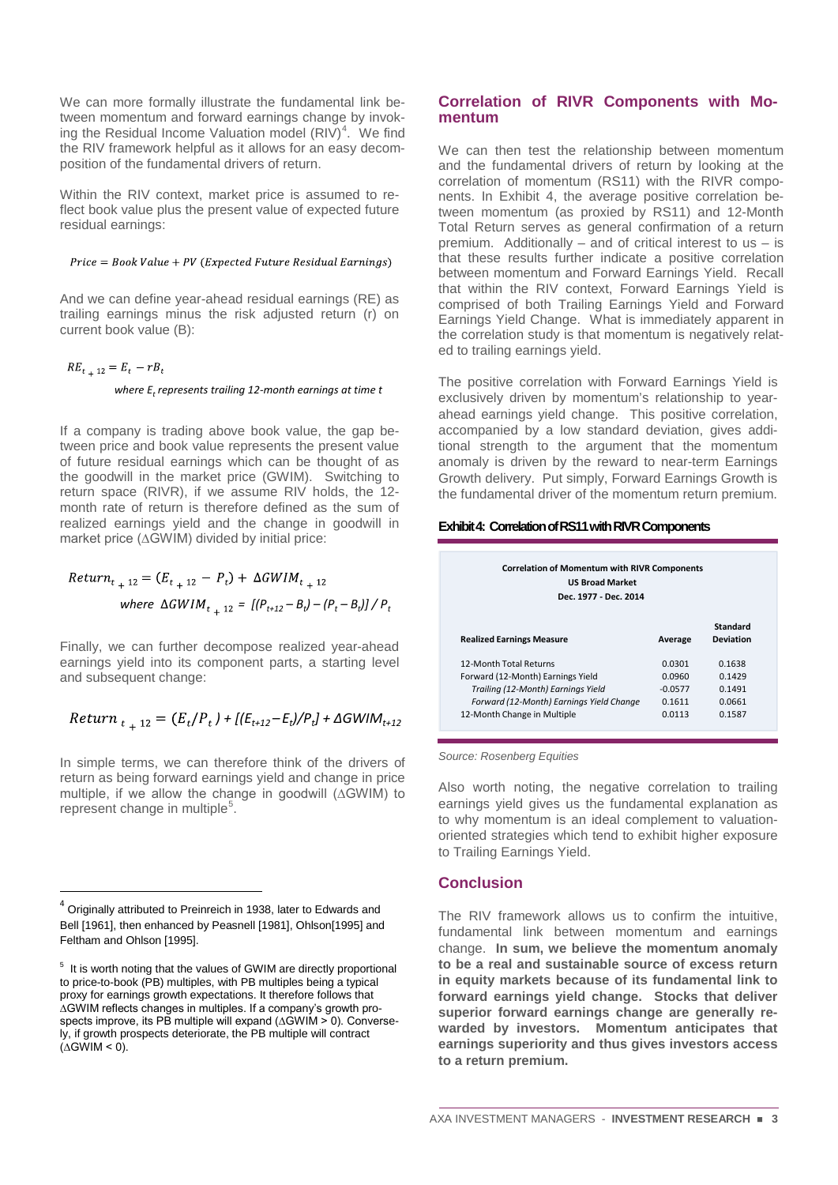We can more formally illustrate the fundamental link between momentum and forward earnings change by invoking the Residual Income Valuation model (RIV)[4]. We find the RIV framework helpful as it allows for an easy decomposition of the fundamental drivers of return.

Within the RIV context, market price is assumed to reflect book value plus the present value of expected future residual earnings:

$$Price = Book\ Value + PV\ (Expected\ Future\ Residual\ Earnings)$$

And we can define year-ahead residual earnings (RE) as trailing earnings minus the risk adjusted return (r) on current book value (B):

$$RE_{t+12} = E_t - rB_t$$

*where $E_t$ represents trailing 12-month earnings at time t*

If a company is trading above book value, the gap between price and book value represents the present value of future residual earnings which can be thought of as the goodwill in the market price (GWIM). Switching to return space (RIVR), if we assume RIV holds, the 12-month rate of return is therefore defined as the sum of realized earnings yield and the change in goodwill in market price (ΔGWIM) divided by initial price:

$$Return_{t+12} = (E_{t+12} - P_t) + \Delta GWIM_{t+12}$$

$$\text{where } \Delta GWIM_{t+12} = [(P_{t+12} - B_t) - (P_t - B_t)] / P_t$$

Finally, we can further decompose realized year-ahead earnings yield into its component parts, a starting level and subsequent change:

$$Return_{t+12} = (E_t/P_t) + [(E_{t+12} - E_t)/P_t] + \Delta GWIM_{t+12}$$

In simple terms, we can therefore think of the drivers of return as being forward earnings yield and change in price multiple, if we allow the change in goodwill (ΔGWIM) to represent change in multiple[5].

## Correlation of RIVR Components with Momentum

We can then test the relationship between momentum and the fundamental drivers of return by looking at the correlation of momentum (RS11) with the RIVR components. In Exhibit 4, the average positive correlation between momentum (as proxied by RS11) and 12-Month Total Return serves as general confirmation of a return premium. Additionally – and of critical interest to us – is that these results further indicate a positive correlation between momentum and Forward Earnings Yield. Recall that within the RIV context, Forward Earnings Yield is comprised of both Trailing Earnings Yield and Forward Earnings Yield Change. What is immediately apparent in the correlation study is that momentum is negatively related to trailing earnings yield.

The positive correlation with Forward Earnings Yield is exclusively driven by momentum's relationship to year-ahead earnings yield change. This positive correlation, accompanied by a low standard deviation, gives additional strength to the argument that the momentum anomaly is driven by the reward to near-term Earnings Growth delivery. Put simply, Forward Earnings Growth is the fundamental driver of the momentum return premium.

**Exhibit 4: Correlation of RS11 with RIVR Components**

**Correlation of Momentum with RIVR Components**
**US Broad Market**
**Dec. 1977 - Dec. 2014**

| Realized Earnings Measure | Average | Standard Deviation |
|---|---|---|
| 12-Month Total Returns | 0.0301 | 0.1638 |
| Forward (12-Month) Earnings Yield | 0.0960 | 0.1429 |
| *Trailing (12-Month) Earnings Yield* | -0.0577 | 0.1491 |
| *Forward (12-Month) Earnings Yield Change* | 0.1611 | 0.0661 |
| 12-Month Change in Multiple | 0.0113 | 0.1587 |

*Source: Rosenberg Equities*

Also worth noting, the negative correlation to trailing earnings yield gives us the fundamental explanation as to why momentum is an ideal complement to valuation-oriented strategies which tend to exhibit higher exposure to Trailing Earnings Yield.

## Conclusion

The RIV framework allows us to confirm the intuitive, fundamental link between momentum and earnings change. **In sum, we believe the momentum anomaly to be a real and sustainable source of excess return in equity markets because of its fundamental link to forward earnings yield change. Stocks that deliver superior forward earnings change are generally rewarded by investors. Momentum anticipates that earnings superiority and thus gives investors access to a return premium.**

---

[4] Originally attributed to Preinreich in 1938, later to Edwards and Bell [1961], then enhanced by Peasnell [1981], Ohlson[1995] and Feltham and Ohlson [1995].

[5] It is worth noting that the values of GWIM are directly proportional to price-to-book (PB) multiples, with PB multiples being a typical proxy for earnings growth expectations. It therefore follows that ΔGWIM reflects changes in multiples. If a company's growth prospects improve, its PB multiple will expand (ΔGWIM > 0). Conversely, if growth prospects deteriorate, the PB multiple will contract (ΔGWIM < 0).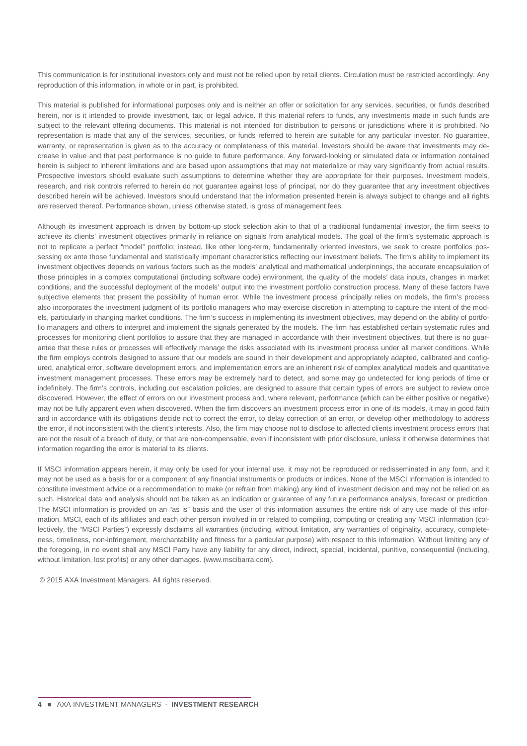This communication is for institutional investors only and must not be relied upon by retail clients. Circulation must be restricted accordingly. Any reproduction of this information, in whole or in part, is prohibited.

This material is published for informational purposes only and is neither an offer or solicitation for any services, securities, or funds described herein, nor is it intended to provide investment, tax, or legal advice. If this material refers to funds, any investments made in such funds are subject to the relevant offering documents. This material is not intended for distribution to persons or jurisdictions where it is prohibited. No representation is made that any of the services, securities, or funds referred to herein are suitable for any particular investor. No guarantee, warranty, or representation is given as to the accuracy or completeness of this material. Investors should be aware that investments may decrease in value and that past performance is no guide to future performance. Any forward-looking or simulated data or information contained herein is subject to inherent limitations and are based upon assumptions that may not materialize or may vary significantly from actual results. Prospective investors should evaluate such assumptions to determine whether they are appropriate for their purposes. Investment models, research, and risk controls referred to herein do not guarantee against loss of principal, nor do they guarantee that any investment objectives described herein will be achieved. Investors should understand that the information presented herein is always subject to change and all rights are reserved thereof. Performance shown, unless otherwise stated, is gross of management fees.

Although its investment approach is driven by bottom-up stock selection akin to that of a traditional fundamental investor, the firm seeks to achieve its clients' investment objectives primarily in reliance on signals from analytical models. The goal of the firm's systematic approach is not to replicate a perfect "model" portfolio; instead, like other long-term, fundamentally oriented investors, we seek to create portfolios possessing ex ante those fundamental and statistically important characteristics reflecting our investment beliefs. The firm's ability to implement its investment objectives depends on various factors such as the models' analytical and mathematical underpinnings, the accurate encapsulation of those principles in a complex computational (including software code) environment, the quality of the models' data inputs, changes in market conditions, and the successful deployment of the models' output into the investment portfolio construction process. Many of these factors have subjective elements that present the possibility of human error. While the investment process principally relies on models, the firm's process also incorporates the investment judgment of its portfolio managers who may exercise discretion in attempting to capture the intent of the models, particularly in changing market conditions. The firm's success in implementing its investment objectives, may depend on the ability of portfolio managers and others to interpret and implement the signals generated by the models. The firm has established certain systematic rules and processes for monitoring client portfolios to assure that they are managed in accordance with their investment objectives, but there is no guarantee that these rules or processes will effectively manage the risks associated with its investment process under all market conditions. While the firm employs controls designed to assure that our models are sound in their development and appropriately adapted, calibrated and configured, analytical error, software development errors, and implementation errors are an inherent risk of complex analytical models and quantitative investment management processes. These errors may be extremely hard to detect, and some may go undetected for long periods of time or indefinitely. The firm's controls, including our escalation policies, are designed to assure that certain types of errors are subject to review once discovered. However, the effect of errors on our investment process and, where relevant, performance (which can be either positive or negative) may not be fully apparent even when discovered. When the firm discovers an investment process error in one of its models, it may in good faith and in accordance with its obligations decide not to correct the error, to delay correction of an error, or develop other methodology to address the error, if not inconsistent with the client's interests. Also, the firm may choose not to disclose to affected clients investment process errors that are not the result of a breach of duty, or that are non-compensable, even if inconsistent with prior disclosure, unless it otherwise determines that information regarding the error is material to its clients.

If MSCI information appears herein, it may only be used for your internal use, it may not be reproduced or redisseminated in any form, and it may not be used as a basis for or a component of any financial instruments or products or indices. None of the MSCI information is intended to constitute investment advice or a recommendation to make (or refrain from making) any kind of investment decision and may not be relied on as such. Historical data and analysis should not be taken as an indication or guarantee of any future performance analysis, forecast or prediction. The MSCI information is provided on an "as is" basis and the user of this information assumes the entire risk of any use made of this information. MSCI, each of its affiliates and each other person involved in or related to compiling, computing or creating any MSCI information (collectively, the "MSCI Parties") expressly disclaims all warranties (including, without limitation, any warranties of originality, accuracy, completeness, timeliness, non-infringement, merchantability and fitness for a particular purpose) with respect to this information. Without limiting any of the foregoing, in no event shall any MSCI Party have any liability for any direct, indirect, special, incidental, punitive, consequential (including, without limitation, lost profits) or any other damages. (www.mscibarra.com).

© 2015 AXA Investment Managers. All rights reserved.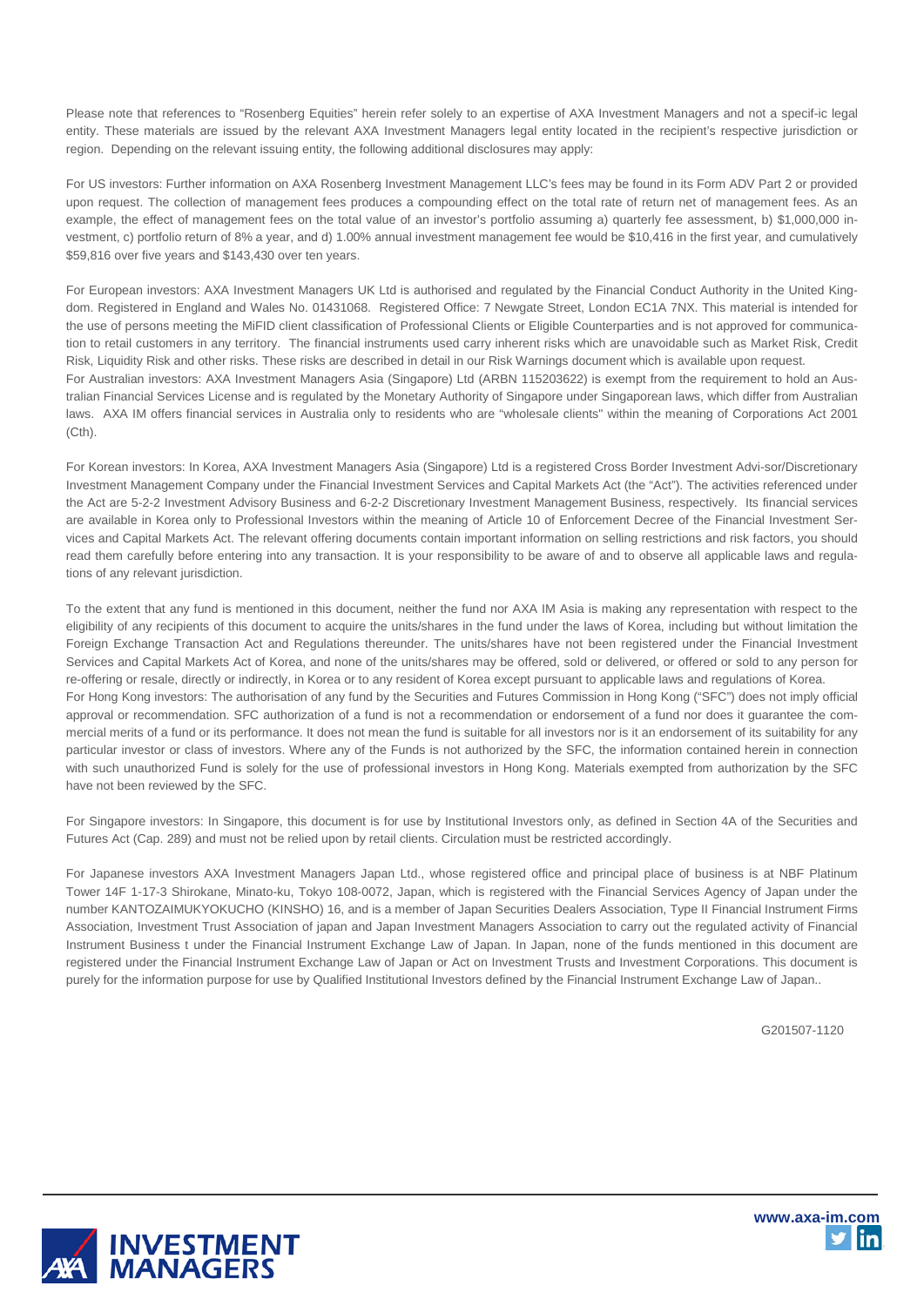Please note that references to "Rosenberg Equities" herein refer solely to an expertise of AXA Investment Managers and not a specif-ic legal entity. These materials are issued by the relevant AXA Investment Managers legal entity located in the recipient's respective jurisdiction or region. Depending on the relevant issuing entity, the following additional disclosures may apply:

For US investors: Further information on AXA Rosenberg Investment Management LLC's fees may be found in its Form ADV Part 2 or provided upon request. The collection of management fees produces a compounding effect on the total rate of return net of management fees. As an example, the effect of management fees on the total value of an investor's portfolio assuming a) quarterly fee assessment, b) $1,000,000 investment, c) portfolio return of 8% a year, and d) 1.00% annual investment management fee would be $10,416 in the first year, and cumulatively $59,816 over five years and $143,430 over ten years.

For European investors: AXA Investment Managers UK Ltd is authorised and regulated by the Financial Conduct Authority in the United Kingdom. Registered in England and Wales No. 01431068. Registered Office: 7 Newgate Street, London EC1A 7NX. This material is intended for the use of persons meeting the MiFID client classification of Professional Clients or Eligible Counterparties and is not approved for communication to retail customers in any territory. The financial instruments used carry inherent risks which are unavoidable such as Market Risk, Credit Risk, Liquidity Risk and other risks. These risks are described in detail in our Risk Warnings document which is available upon request.

For Australian investors: AXA Investment Managers Asia (Singapore) Ltd (ARBN 115203622) is exempt from the requirement to hold an Australian Financial Services License and is regulated by the Monetary Authority of Singapore under Singaporean laws, which differ from Australian laws. AXA IM offers financial services in Australia only to residents who are "wholesale clients" within the meaning of Corporations Act 2001 (Cth).

For Korean investors: In Korea, AXA Investment Managers Asia (Singapore) Ltd is a registered Cross Border Investment Advi-sor/Discretionary Investment Management Company under the Financial Investment Services and Capital Markets Act (the "Act"). The activities referenced under the Act are 5-2-2 Investment Advisory Business and 6-2-2 Discretionary Investment Management Business, respectively. Its financial services are available in Korea only to Professional Investors within the meaning of Article 10 of Enforcement Decree of the Financial Investment Services and Capital Markets Act. The relevant offering documents contain important information on selling restrictions and risk factors, you should read them carefully before entering into any transaction. It is your responsibility to be aware of and to observe all applicable laws and regulations of any relevant jurisdiction.

To the extent that any fund is mentioned in this document, neither the fund nor AXA IM Asia is making any representation with respect to the eligibility of any recipients of this document to acquire the units/shares in the fund under the laws of Korea, including but without limitation the Foreign Exchange Transaction Act and Regulations thereunder. The units/shares have not been registered under the Financial Investment Services and Capital Markets Act of Korea, and none of the units/shares may be offered, sold or delivered, or offered or sold to any person for re-offering or resale, directly or indirectly, in Korea or to any resident of Korea except pursuant to applicable laws and regulations of Korea.

For Hong Kong investors: The authorisation of any fund by the Securities and Futures Commission in Hong Kong ("SFC") does not imply official approval or recommendation. SFC authorization of a fund is not a recommendation or endorsement of a fund nor does it guarantee the commercial merits of a fund or its performance. It does not mean the fund is suitable for all investors nor is it an endorsement of its suitability for any particular investor or class of investors. Where any of the Funds is not authorized by the SFC, the information contained herein in connection with such unauthorized Fund is solely for the use of professional investors in Hong Kong. Materials exempted from authorization by the SFC have not been reviewed by the SFC.

For Singapore investors: In Singapore, this document is for use by Institutional Investors only, as defined in Section 4A of the Securities and Futures Act (Cap. 289) and must not be relied upon by retail clients. Circulation must be restricted accordingly.

For Japanese investors AXA Investment Managers Japan Ltd., whose registered office and principal place of business is at NBF Platinum Tower 14F 1-17-3 Shirokane, Minato-ku, Tokyo 108-0072, Japan, which is registered with the Financial Services Agency of Japan under the number KANTOZAIMUKYOKUCHO (KINSHO) 16, and is a member of Japan Securities Dealers Association, Type II Financial Instrument Firms Association, Investment Trust Association of japan and Japan Investment Managers Association to carry out the regulated activity of Financial Instrument Business t under the Financial Instrument Exchange Law of Japan. In Japan, none of the funds mentioned in this document are registered under the Financial Instrument Exchange Law of Japan or Act on Investment Trusts and Investment Corporations. This document is purely for the information purpose for use by Qualified Institutional Investors defined by the Financial Instrument Exchange Law of Japan..

G201507-1120

AXA INVESTMENT MANAGERS

www.axa-im.com